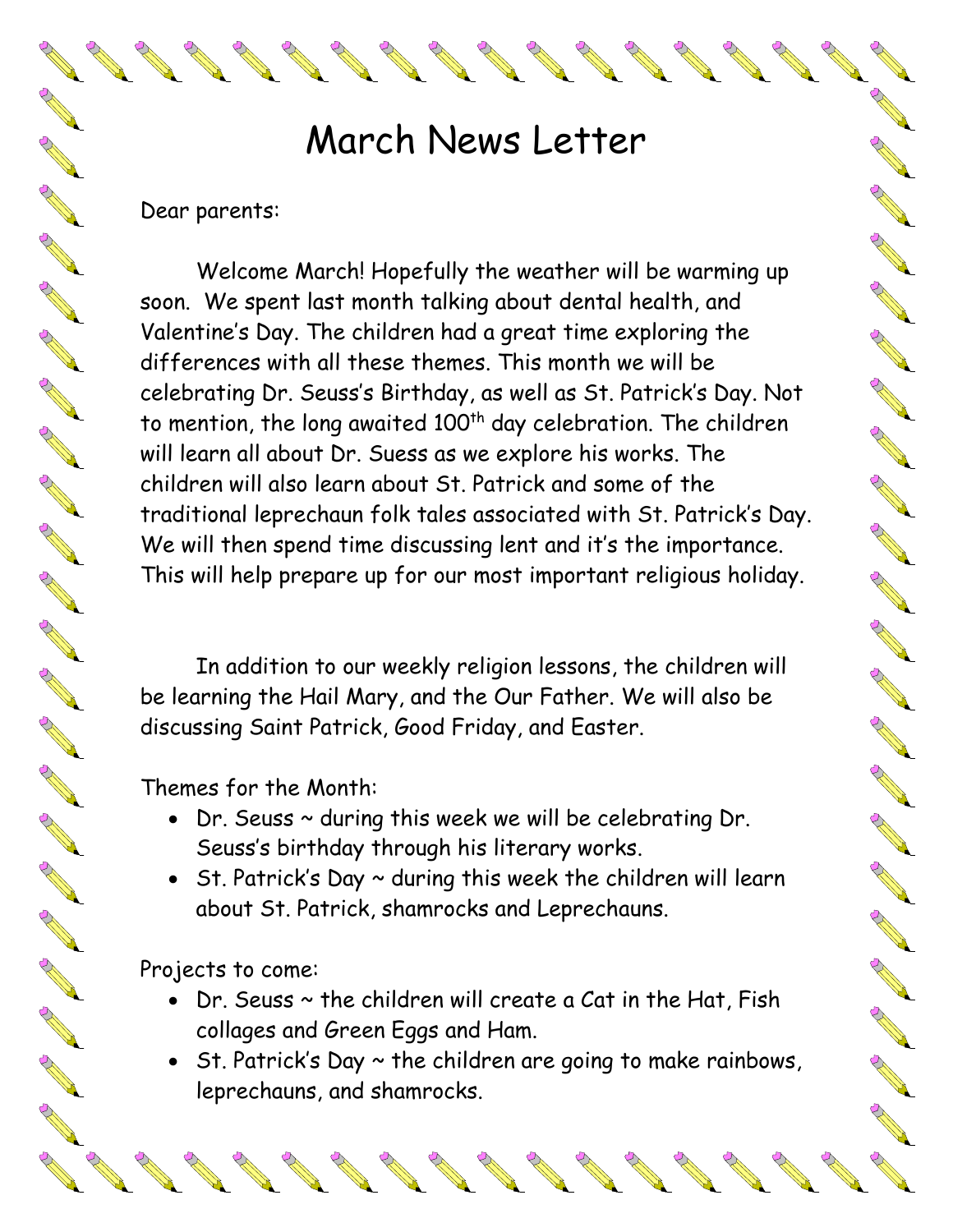# March News Letter

Dear parents:

Welcome March! Hopefully the weather will be warming up soon. We spent last month talking about dental health, and Valentine's Day. The children had a great time exploring the differences with all these themes. This month we will be celebrating Dr. Seuss's Birthday, as well as St. Patrick's Day. Not to mention, the long awaited 100th day celebration. The children will learn all about Dr. Suess as we explore his works. The children will also learn about St. Patrick and some of the traditional leprechaun folk tales associated with St. Patrick's Day. We will then spend time discussing lent and it's the importance. This will help prepare up for our most important religious holiday.

In addition to our weekly religion lessons, the children will be learning the Hail Mary, and the Our Father. We will also be discussing Saint Patrick, Good Friday, and Easter.

Themes for the Month:

- Dr. Seuss ~ during this week we will be celebrating Dr. Seuss's birthday through his literary works.
- St. Patrick's Day ~ during this week the children will learn about St. Patrick, shamrocks and Leprechauns.

Projects to come:

- Dr. Seuss ~ the children will create a Cat in the Hat, Fish collages and Green Eggs and Ham.
- St. Patrick's Day ~ the children are going to make rainbows, leprechauns, and shamrocks.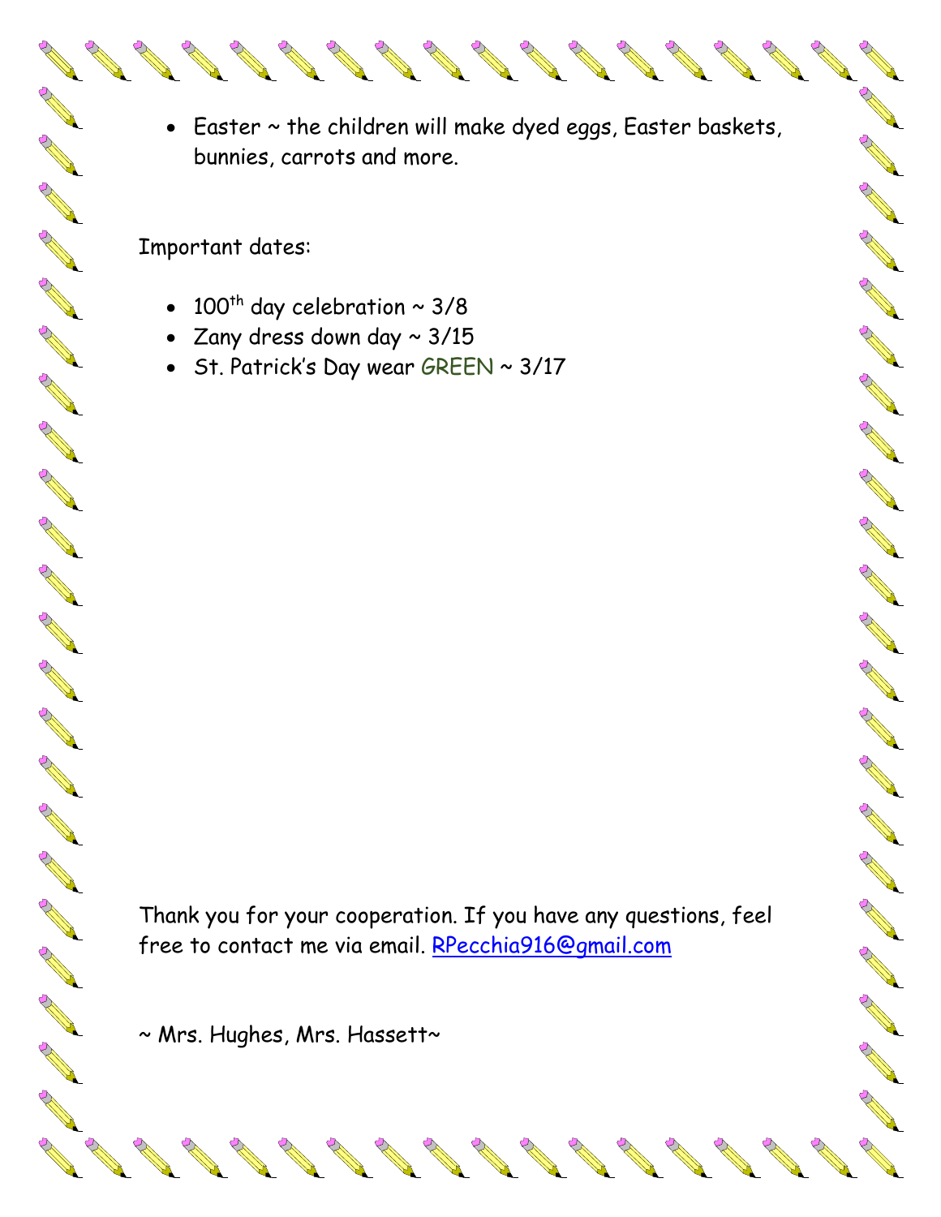- Easter ~ the children will make dyed eggs, Easter baskets, bunnies, carrots and more.

Important dates:

- 100th day celebration ~ 3/8
- Zany dress down day ~ 3/15
- St. Patrick's Day wear GREEN ~ 3/17

Thank you for your cooperation. If you have any questions, feel free to contact me via email. RPecchia916@gmail.com

~ Mrs. Hughes, Mrs. Hassett~